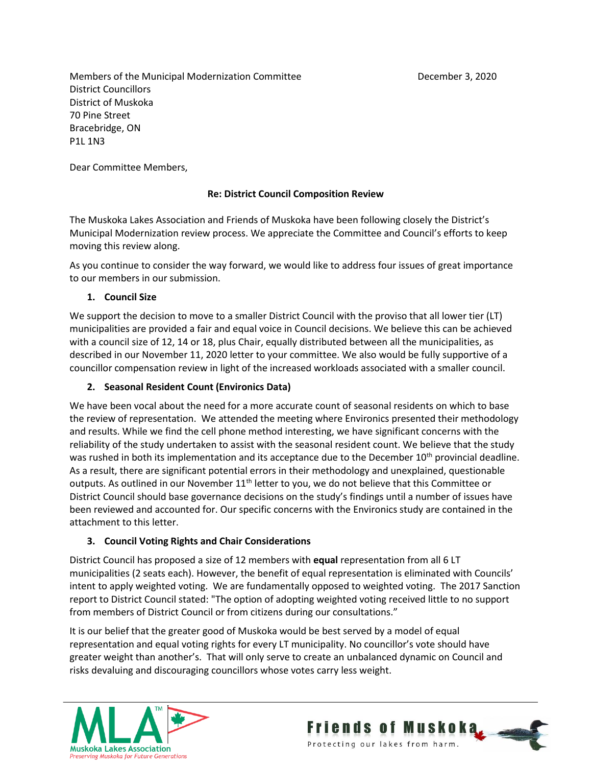Members of the Municipal Modernization Committee
District Councillors
District of Muskoka
70 Pine Street
Bracebridge, ON
P1L 1N3

December 3, 2020

Dear Committee Members,

**Re: District Council Composition Review**

The Muskoka Lakes Association and Friends of Muskoka have been following closely the District's Municipal Modernization review process. We appreciate the Committee and Council's efforts to keep moving this review along.

As you continue to consider the way forward, we would like to address four issues of great importance to our members in our submission.

1. **Council Size**

We support the decision to move to a smaller District Council with the proviso that all lower tier (LT) municipalities are provided a fair and equal voice in Council decisions. We believe this can be achieved with a council size of 12, 14 or 18, plus Chair, equally distributed between all the municipalities, as described in our November 11, 2020 letter to your committee. We also would be fully supportive of a councillor compensation review in light of the increased workloads associated with a smaller council.

2. **Seasonal Resident Count (Environics Data)**

We have been vocal about the need for a more accurate count of seasonal residents on which to base the review of representation. We attended the meeting where Environics presented their methodology and results. While we find the cell phone method interesting, we have significant concerns with the reliability of the study undertaken to assist with the seasonal resident count. We believe that the study was rushed in both its implementation and its acceptance due to the December 10th provincial deadline. As a result, there are significant potential errors in their methodology and unexplained, questionable outputs. As outlined in our November 11th letter to you, we do not believe that this Committee or District Council should base governance decisions on the study's findings until a number of issues have been reviewed and accounted for. Our specific concerns with the Environics study are contained in the attachment to this letter.

3. **Council Voting Rights and Chair Considerations**

District Council has proposed a size of 12 members with **equal** representation from all 6 LT municipalities (2 seats each). However, the benefit of equal representation is eliminated with Councils' intent to apply weighted voting. We are fundamentally opposed to weighted voting. The 2017 Sanction report to District Council stated: "The option of adopting weighted voting received little to no support from members of District Council or from citizens during our consultations."

It is our belief that the greater good of Muskoka would be best served by a model of equal representation and equal voting rights for every LT municipality. No councillor's vote should have greater weight than another's. That will only serve to create an unbalanced dynamic on Council and risks devaluing and discouraging councillors whose votes carry less weight.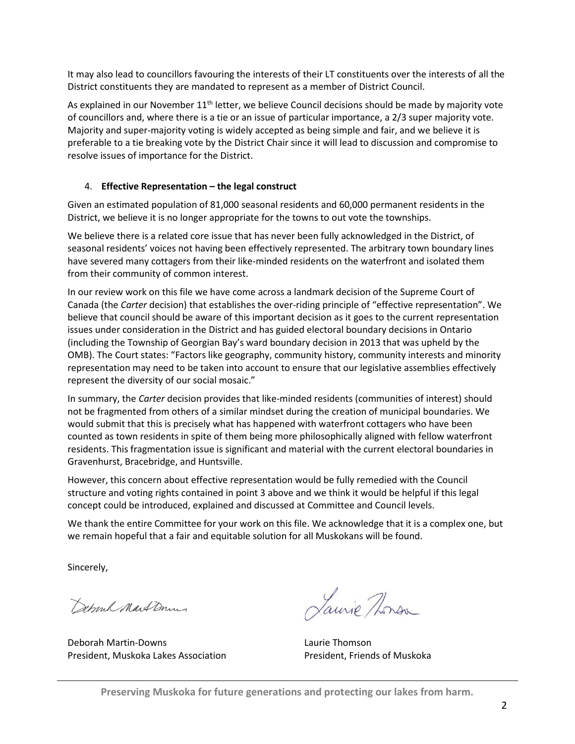It may also lead to councillors favouring the interests of their LT constituents over the interests of all the District constituents they are mandated to represent as a member of District Council.

As explained in our November 11th letter, we believe Council decisions should be made by majority vote of councillors and, where there is a tie or an issue of particular importance, a 2/3 super majority vote. Majority and super-majority voting is widely accepted as being simple and fair, and we believe it is preferable to a tie breaking vote by the District Chair since it will lead to discussion and compromise to resolve issues of importance for the District.

4. **Effective Representation – the legal construct**

Given an estimated population of 81,000 seasonal residents and 60,000 permanent residents in the District, we believe it is no longer appropriate for the towns to out vote the townships.

We believe there is a related core issue that has never been fully acknowledged in the District, of seasonal residents' voices not having been effectively represented. The arbitrary town boundary lines have severed many cottagers from their like-minded residents on the waterfront and isolated them from their community of common interest.

In our review work on this file we have come across a landmark decision of the Supreme Court of Canada (the *Carter* decision) that establishes the over-riding principle of "effective representation". We believe that council should be aware of this important decision as it goes to the current representation issues under consideration in the District and has guided electoral boundary decisions in Ontario (including the Township of Georgian Bay's ward boundary decision in 2013 that was upheld by the OMB). The Court states: "Factors like geography, community history, community interests and minority representation may need to be taken into account to ensure that our legislative assemblies effectively represent the diversity of our social mosaic."

In summary, the *Carter* decision provides that like-minded residents (communities of interest) should not be fragmented from others of a similar mindset during the creation of municipal boundaries. We would submit that this is precisely what has happened with waterfront cottagers who have been counted as town residents in spite of them being more philosophically aligned with fellow waterfront residents. This fragmentation issue is significant and material with the current electoral boundaries in Gravenhurst, Bracebridge, and Huntsville.

However, this concern about effective representation would be fully remedied with the Council structure and voting rights contained in point 3 above and we think it would be helpful if this legal concept could be introduced, explained and discussed at Committee and Council levels.

We thank the entire Committee for your work on this file. We acknowledge that it is a complex one, but we remain hopeful that a fair and equitable solution for all Muskokans will be found.

Sincerely,

Deborah Martin-Downs
President, Muskoka Lakes Association

Laurie Thomson
President, Friends of Muskoka

**Preserving Muskoka for future generations and protecting our lakes from harm.**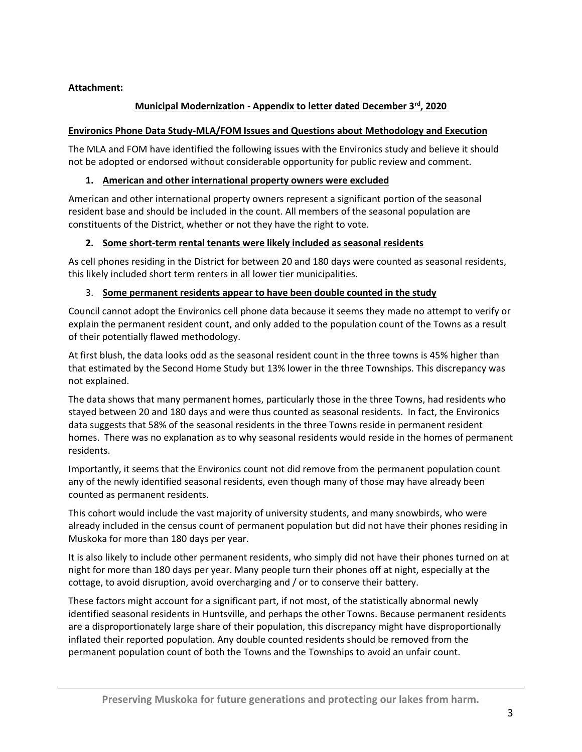**Attachment:**

**Municipal Modernization - Appendix to letter dated December 3rd, 2020**

**Environics Phone Data Study-MLA/FOM Issues and Questions about Methodology and Execution**

The MLA and FOM have identified the following issues with the Environics study and believe it should not be adopted or endorsed without considerable opportunity for public review and comment.

1. **American and other international property owners were excluded**

American and other international property owners represent a significant portion of the seasonal resident base and should be included in the count. All members of the seasonal population are constituents of the District, whether or not they have the right to vote.

2. **Some short-term rental tenants were likely included as seasonal residents**

As cell phones residing in the District for between 20 and 180 days were counted as seasonal residents, this likely included short term renters in all lower tier municipalities.

3. **Some permanent residents appear to have been double counted in the study**

Council cannot adopt the Environics cell phone data because it seems they made no attempt to verify or explain the permanent resident count, and only added to the population count of the Towns as a result of their potentially flawed methodology.

At first blush, the data looks odd as the seasonal resident count in the three towns is 45% higher than that estimated by the Second Home Study but 13% lower in the three Townships. This discrepancy was not explained.

The data shows that many permanent homes, particularly those in the three Towns, had residents who stayed between 20 and 180 days and were thus counted as seasonal residents. In fact, the Environics data suggests that 58% of the seasonal residents in the three Towns reside in permanent resident homes. There was no explanation as to why seasonal residents would reside in the homes of permanent residents.

Importantly, it seems that the Environics count not did remove from the permanent population count any of the newly identified seasonal residents, even though many of those may have already been counted as permanent residents.

This cohort would include the vast majority of university students, and many snowbirds, who were already included in the census count of permanent population but did not have their phones residing in Muskoka for more than 180 days per year.

It is also likely to include other permanent residents, who simply did not have their phones turned on at night for more than 180 days per year. Many people turn their phones off at night, especially at the cottage, to avoid disruption, avoid overcharging and / or to conserve their battery.

These factors might account for a significant part, if not most, of the statistically abnormal newly identified seasonal residents in Huntsville, and perhaps the other Towns. Because permanent residents are a disproportionately large share of their population, this discrepancy might have disproportionally inflated their reported population. Any double counted residents should be removed from the permanent population count of both the Towns and the Townships to avoid an unfair count.

**Preserving Muskoka for future generations and protecting our lakes from harm.**